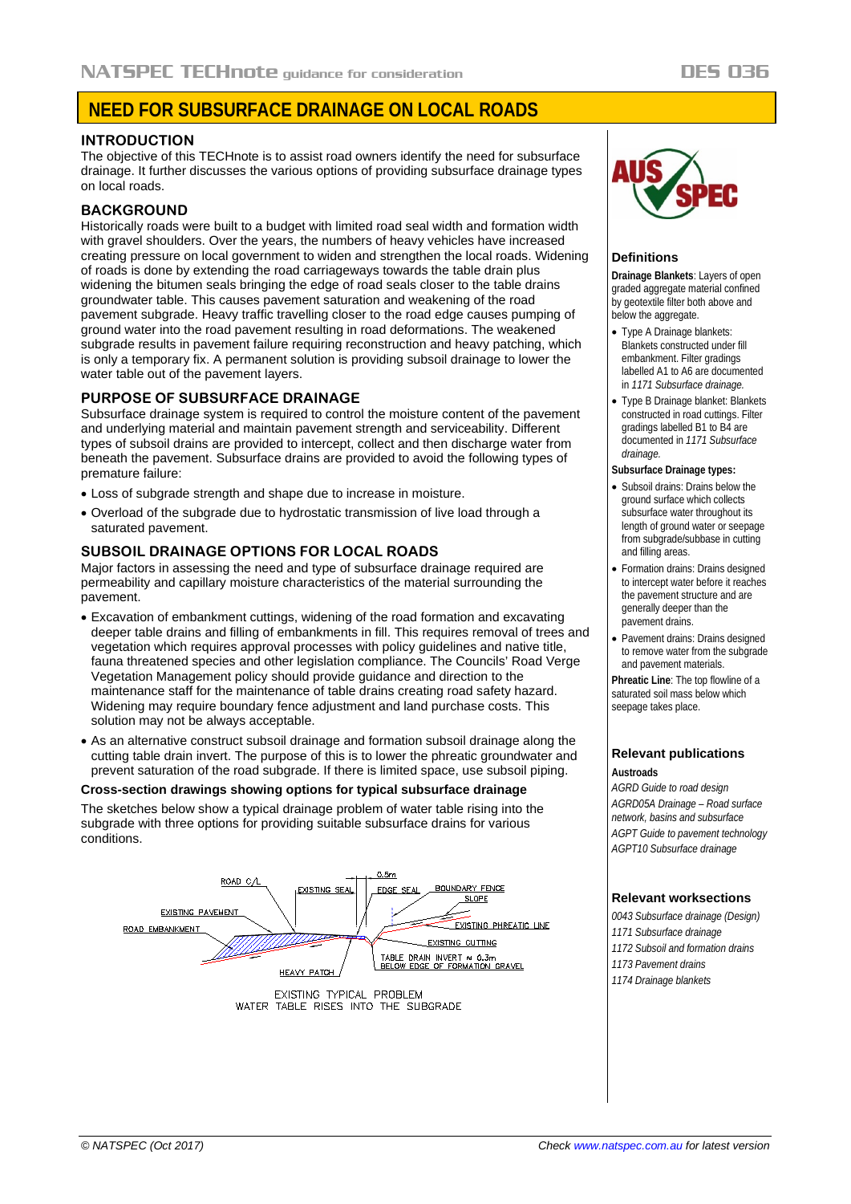# NEED FOR SUBSURFACE DRAINAGE ON LOCAL ROADS

## INTRODUCTION

The objective of this TECHnote is to assist road owners identify the need for subsurface drainage. It further discusses the various options of providing subsurface drainage types on local roads.

## BACKGROUND

Historically roads were built to a budget with limited road seal width and formation width with gravel shoulders. Over the years, the numbers of heavy vehicles have increased creating pressure on local government to widen and strengthen the local roads. Widening of roads is done by extending the road carriageways towards the table drain plus widening the bitumen seals bringing the edge of road seals closer to the table drains groundwater table. This causes pavement saturation and weakening of the road pavement subgrade. Heavy traffic travelling closer to the road edge causes pumping of ground water into the road pavement resulting in road deformations. The weakened subgrade results in pavement failure requiring reconstruction and heavy patching, which is only a temporary fix. A permanent solution is providing subsoil drainage to lower the water table out of the pavement layers.

## PURPOSE OF SUBSURFACE DRAINAGE

Subsurface drainage system is required to control the moisture content of the pavement and underlying material and maintain pavement strength and serviceability. Different types of subsoil drains are provided to intercept, collect and then discharge water from beneath the pavement. Subsurface drains are provided to avoid the following types of premature failure:

- Loss of subgrade strength and shape due to increase in moisture.
- Overload of the subgrade due to hydrostatic transmission of live load through a saturated pavement.

## SUBSOIL DRAINAGE OPTIONS FOR LOCAL ROADS

Major factors in assessing the need and type of subsurface drainage required are permeability and capillary moisture characteristics of the material surrounding the pavement.

- Excavation of embankment cuttings, widening of the road formation and excavating deeper table drains and filling of embankments in fill. This requires removal of trees and vegetation which requires approval processes with policy guidelines and native title, fauna threatened species and other legislation compliance. The Councils' Road Verge Vegetation Management policy should provide guidance and direction to the maintenance staff for the maintenance of table drains creating road safety hazard. Widening may require boundary fence adjustment and land purchase costs. This solution may not be always acceptable.
- As an alternative construct subsoil drainage and formation subsoil drainage along the cutting table drain invert. The purpose of this is to lower the phreatic groundwater and prevent saturation of the road subgrade. If there is limited space, use subsoil piping.

### Cross-section drawings showing options for typical subsurface drainage

The sketches below show a typical drainage problem of water table rising into the subgrade with three options for providing suitable subsurface drains for various conditions.

ROAD C/L | EXISTING SEAL | 0.5m | EDGE SEAL | BOUNDARY FENCE | SLOPE | EXISTING PAVEMENT | ROAD EMBANKMENT | EXISTING PHREATIC LINE | EXISTING CUTTING | TABLE DRAIN INVERT ≈ 0.3m BELOW EDGE OF FORMATION GRAVEL | HEAVY PATCH

EXISTING TYPICAL PROBLEM
WATER TABLE RISES INTO THE SUBGRADE

### Definitions

**Drainage Blankets**: Layers of open graded aggregate material confined by geotextile filter both above and below the aggregate.

- Type A Drainage blankets: Blankets constructed under fill embankment. Filter gradings labelled A1 to A6 are documented in *1171 Subsurface drainage.*
- Type B Drainage blanket: Blankets constructed in road cuttings. Filter gradings labelled B1 to B4 are documented in *1171 Subsurface drainage.*

**Subsurface Drainage types:**

- Subsoil drains: Drains below the ground surface which collects subsurface water throughout its length of ground water or seepage from subgrade/subbase in cutting and filling areas.
- Formation drains: Drains designed to intercept water before it reaches the pavement structure and are generally deeper than the pavement drains.
- Pavement drains: Drains designed to remove water from the subgrade and pavement materials.

**Phreatic Line**: The top flowline of a saturated soil mass below which seepage takes place.

### Relevant publications

**Austroads**

*AGRD Guide to road design*

*AGRD05A Drainage – Road surface network, basins and subsurface*

*AGPT Guide to pavement technology*

*AGPT10 Subsurface drainage*

### Relevant worksections

*0043 Subsurface drainage (Design)*

*1171 Subsurface drainage*

*1172 Subsoil and formation drains*

*1173 Pavement drains*

*1174 Drainage blankets*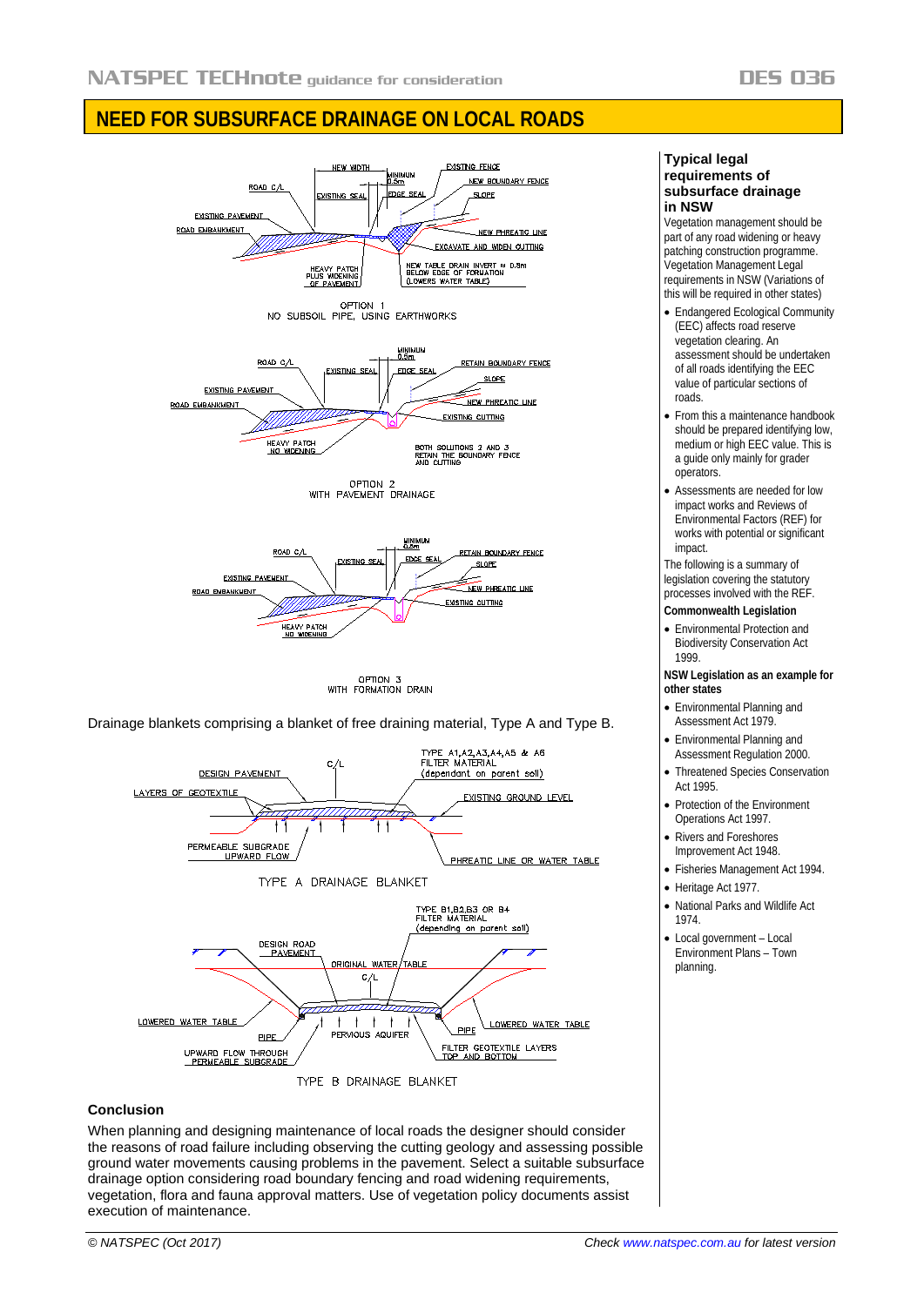# NEED FOR SUBSURFACE DRAINAGE ON LOCAL ROADS

NEW WIDTH
MINIMUM 0.5m
EXISTING FENCE
NEW BOUNDARY FENCE
ROAD C/L
EXISTING SEAL
EDGE SEAL
SLOPE
EXISTING PAVEMENT
ROAD EMBANKMENT
NEW PHREATIC LINE
EXCAVATE AND WIDEN CUTTING
HEAVY PATCH PLUS WIDENING OF PAVEMENT
NEW TABLE DRAIN INVERT ≈ 0.5m BELOW EDGE OF FORMATION (LOWERS WATER TABLE)

OPTION 1
NO SUBSOIL PIPE, USING EARTHWORKS

MINIMUM 0.5m
ROAD C/L
EXISTING SEAL
EDGE SEAL
RETAIN BOUNDARY FENCE
SLOPE
EXISTING PAVEMENT
ROAD EMBANKMENT
NEW PHREATIC LINE
EXISTING CUTTING
HEAVY PATCH NO WIDENING
BOTH SOLUTIONS 2 AND 3 RETAIN THE BOUNDARY FENCE AND CUTTING

OPTION 2
WITH PAVEMENT DRAINAGE

MINIMUM 0.5m
ROAD C/L
EXISTING SEAL
EDGE SEAL
RETAIN BOUNDARY FENCE
SLOPE
EXISTING PAVEMENT
ROAD EMBANKMENT
NEW PHREATIC LINE
EXISTING CUTTING
HEAVY PATCH NO WIDENING

OPTION 3
WITH FORMATION DRAIN

Drainage blankets comprising a blanket of free draining material, Type A and Type B.

C/L
TYPE A1,A2,A3,A4,A5 & A6 FILTER MATERIAL (dependant on parent soil)
DESIGN PAVEMENT
LAYERS OF GEOTEXTILE
EXISTING GROUND LEVEL
PERMEABLE SUBGRADE UPWARD FLOW
PHREATIC LINE OR WATER TABLE

TYPE A DRAINAGE BLANKET

TYPE B1,B2,B3 OR B4 FILTER MATERIAL (depending on parent soil)
DESIGN ROAD PAVEMENT
ORIGINAL WATER TABLE
C/L
LOWERED WATER TABLE
PIPE
PERVIOUS AQUIFER
PIPE
LOWERED WATER TABLE
UPWARD FLOW THROUGH PERMEABLE SUBGRADE
FILTER GEOTEXTILE LAYERS TOP AND BOTTOM

TYPE B DRAINAGE BLANKET

### Conclusion

When planning and designing maintenance of local roads the designer should consider the reasons of road failure including observing the cutting geology and assessing possible ground water movements causing problems in the pavement. Select a suitable subsurface drainage option considering road boundary fencing and road widening requirements, vegetation, flora and fauna approval matters. Use of vegetation policy documents assist execution of maintenance.

### Typical legal requirements of subsurface drainage in NSW

Vegetation management should be part of any road widening or heavy patching construction programme. Vegetation Management Legal requirements in NSW (Variations of this will be required in other states)

- Endangered Ecological Community (EEC) affects road reserve vegetation clearing. An assessment should be undertaken of all roads identifying the EEC value of particular sections of roads.
- From this a maintenance handbook should be prepared identifying low, medium or high EEC value. This is a guide only mainly for grader operators.
- Assessments are needed for low impact works and Reviews of Environmental Factors (REF) for works with potential or significant impact.

The following is a summary of legislation covering the statutory processes involved with the REF.

**Commonwealth Legislation**

- Environmental Protection and Biodiversity Conservation Act 1999.

**NSW Legislation as an example for other states**

- Environmental Planning and Assessment Act 1979.
- Environmental Planning and Assessment Regulation 2000.
- Threatened Species Conservation Act 1995.
- Protection of the Environment Operations Act 1997.
- Rivers and Foreshores Improvement Act 1948.
- Fisheries Management Act 1994.
- Heritage Act 1977.
- National Parks and Wildlife Act 1974.
- Local government – Local Environment Plans – Town planning.